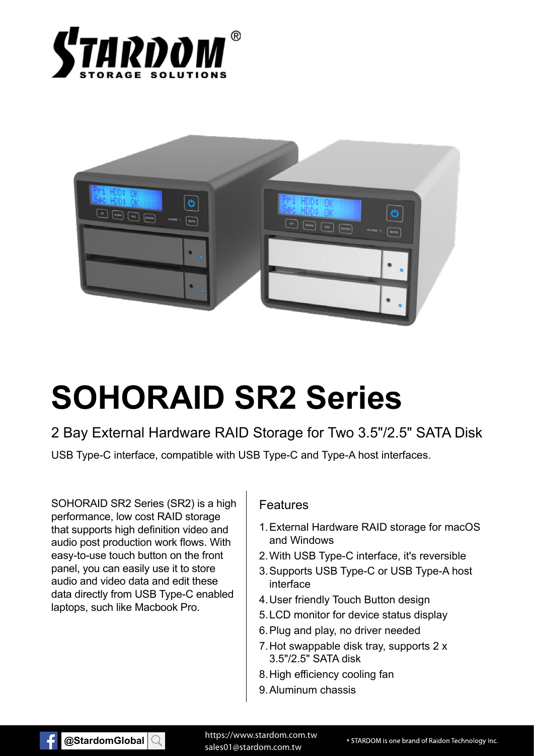# SOHORAID SR2 Series

## 2 Bay External Hardware RAID Storage for Two 3.5"/2.5" SATA Disk

USB Type-C interface, compatible with USB Type-C and Type-A host interfaces.

SOHORAID SR2 Series (SR2) is a high performance, low cost RAID storage that supports high definition video and audio post production work flows. With easy-to-use touch button on the front panel, you can easily use it to store audio and video data and edit these data directly from USB Type-C enabled laptops, such like Macbook Pro.

### Features

1. External Hardware RAID storage for macOS and Windows
2. With USB Type-C interface, it's reversible
3. Supports USB Type-C or USB Type-A host interface
4. User friendly Touch Button design
5. LCD monitor for device status display
6. Plug and play, no driver needed
7. Hot swappable disk tray, supports 2 x 3.5"/2.5" SATA disk
8. High efficiency cooling fan
9. Aluminum chassis

@StardomGlobal

https://www.stardom.com.tw
sales01@stardom.com.tw

* STARDOM is one brand of Raidon Technology Inc.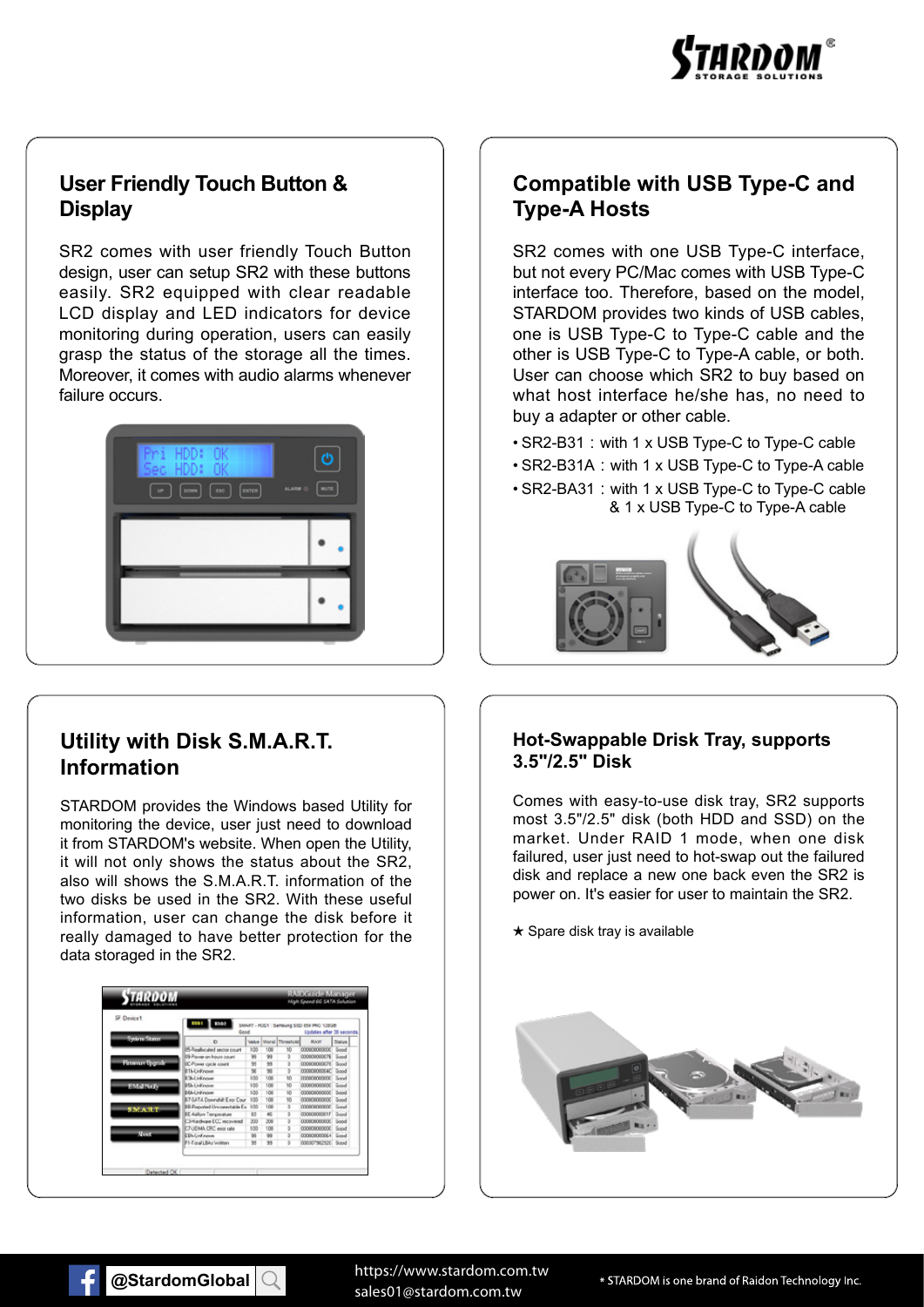## User Friendly Touch Button & Display

SR2 comes with user friendly Touch Button design, user can setup SR2 with these buttons easily. SR2 equipped with clear readable LCD display and LED indicators for device monitoring during operation, users can easily grasp the status of the storage all the times. Moreover, it comes with audio alarms whenever failure occurs.

## Compatible with USB Type-C and Type-A Hosts

SR2 comes with one USB Type-C interface, but not every PC/Mac comes with USB Type-C interface too. Therefore, based on the model, STARDOM provides two kinds of USB cables, one is USB Type-C to Type-C cable and the other is USB Type-C to Type-A cable, or both. User can choose which SR2 to buy based on what host interface he/she has, no need to buy a adapter or other cable.

- SR2-B31 : with 1 x USB Type-C to Type-C cable
- SR2-B31A : with 1 x USB Type-C to Type-A cable
- SR2-BA31 : with 1 x USB Type-C to Type-C cable & 1 x USB Type-C to Type-A cable

## Utility with Disk S.M.A.R.T. Information

STARDOM provides the Windows based Utility for monitoring the device, user just need to download it from STARDOM's website. When open the Utility, it will not only shows the status about the SR2, also will shows the S.M.A.R.T. information of the two disks be used in the SR2. With these useful information, user can change the disk before it really damaged to have better protection for the data storaged in the SR2.

## Hot-Swappable Drisk Tray, supports 3.5"/2.5" Disk

Comes with easy-to-use disk tray, SR2 supports most 3.5"/2.5" disk (both HDD and SSD) on the market. Under RAID 1 mode, when one disk failured, user just need to hot-swap out the failured disk and replace a new one back even the SR2 is power on. It's easier for user to maintain the SR2.

★ Spare disk tray is available

@StardomGlobal

https://www.stardom.com.tw
sales01@stardom.com.tw

* STARDOM is one brand of Raidon Technology Inc.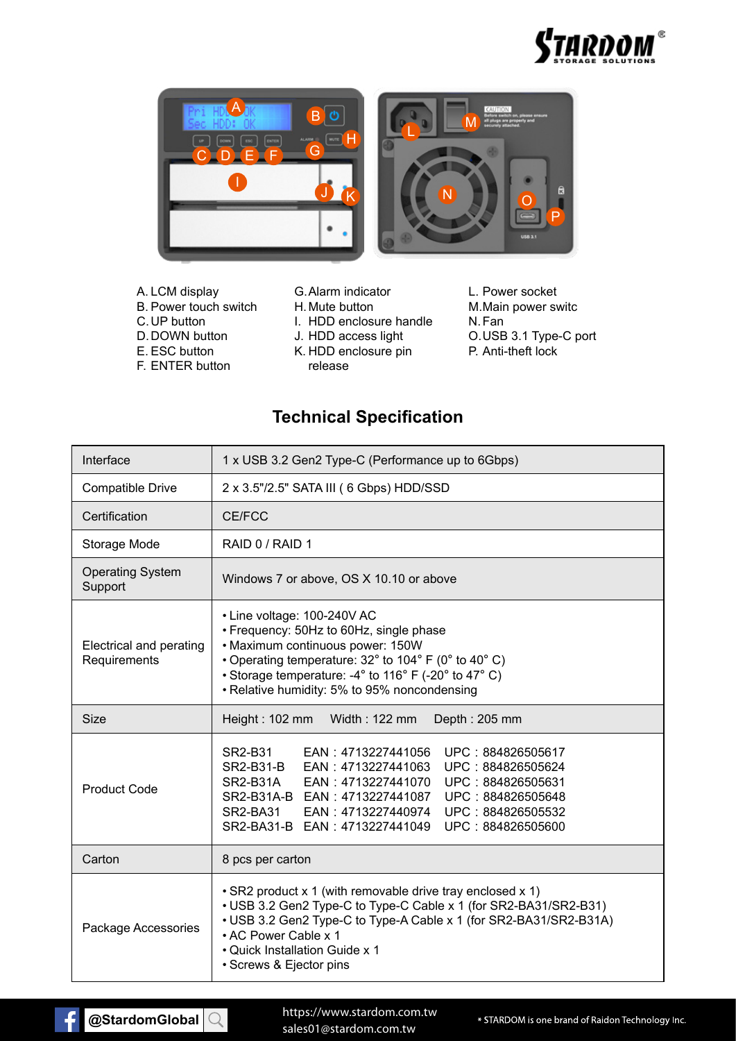A. LCM display
B. Power touch switch
C. UP button
D. DOWN button
E. ESC button
F. ENTER button

G. Alarm indicator
H. Mute button
I. HDD enclosure handle
J. HDD access light
K. HDD enclosure pin release

L. Power socket
M. Main power switc
N. Fan
O. USB 3.1 Type-C port
P. Anti-theft lock

## Technical Specification

| | |
|---|---|
| Interface | 1 x USB 3.2 Gen2 Type-C (Performance up to 6Gbps) |
| Compatible Drive | 2 x 3.5"/2.5" SATA III ( 6 Gbps) HDD/SSD |
| Certification | CE/FCC |
| Storage Mode | RAID 0 / RAID 1 |
| Operating System Support | Windows 7 or above, OS X 10.10 or above |
| Electrical and perating Requirements | • Line voltage: 100-240V AC<br>• Frequency: 50Hz to 60Hz, single phase<br>• Maximum continuous power: 150W<br>• Operating temperature: 32° to 104° F (0° to 40° C)<br>• Storage temperature: -4° to 116° F (-20° to 47° C)<br>• Relative humidity: 5% to 95% noncondensing |
| Size | Height : 102 mm Width : 122 mm Depth : 205 mm |
| Product Code | SR2-B31 EAN : 4713227441056 UPC : 884826505617<br>SR2-B31-B EAN : 4713227441063 UPC : 884826505624<br>SR2-B31A EAN : 4713227441070 UPC : 884826505631<br>SR2-B31A-B EAN : 4713227441087 UPC : 884826505648<br>SR2-BA31 EAN : 4713227440974 UPC : 884826505532<br>SR2-BA31-B EAN : 4713227441049 UPC : 884826505600 |
| Carton | 8 pcs per carton |
| Package Accessories | • SR2 product x 1 (with removable drive tray enclosed x 1)<br>• USB 3.2 Gen2 Type-C to Type-C Cable x 1 (for SR2-BA31/SR2-B31)<br>• USB 3.2 Gen2 Type-C to Type-A Cable x 1 (for SR2-BA31/SR2-B31A)<br>• AC Power Cable x 1<br>• Quick Installation Guide x 1<br>• Screws & Ejector pins |

@StardomGlobal

https://www.stardom.com.tw
sales01@stardom.com.tw

* STARDOM is one brand of Raidon Technology Inc.